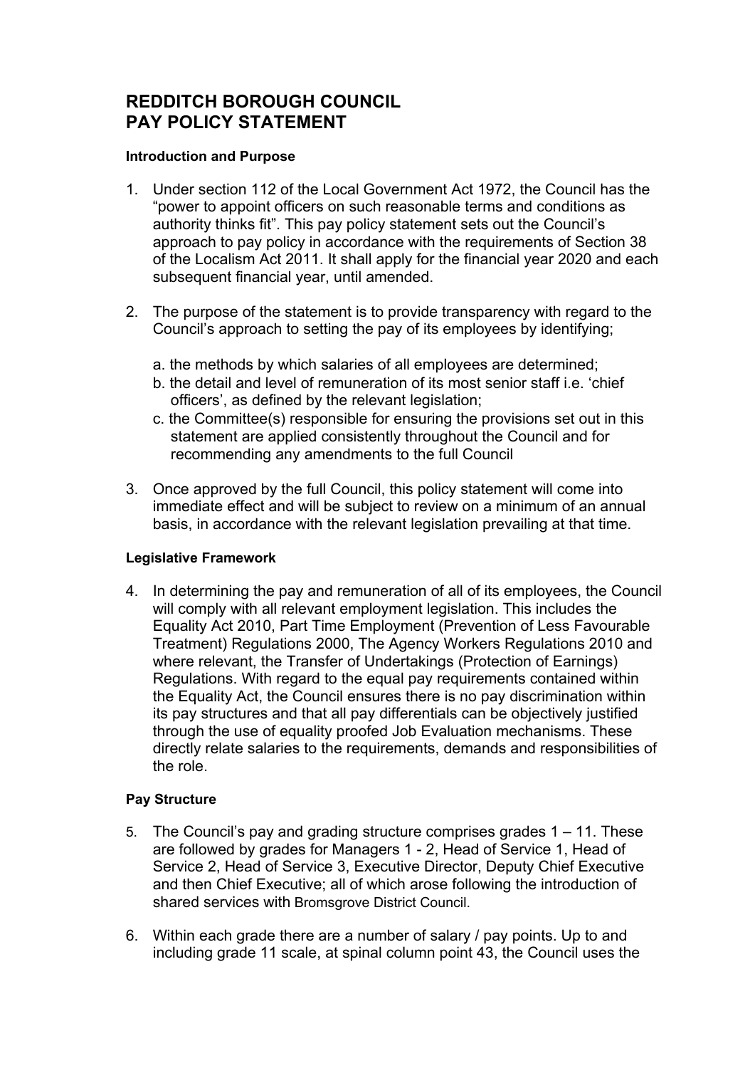# REDDITCH BOROUGH COUNCIL
# PAY POLICY STATEMENT

**Introduction and Purpose**

1. Under section 112 of the Local Government Act 1972, the Council has the "power to appoint officers on such reasonable terms and conditions as authority thinks fit". This pay policy statement sets out the Council's approach to pay policy in accordance with the requirements of Section 38 of the Localism Act 2011. It shall apply for the financial year 2020 and each subsequent financial year, until amended.

2. The purpose of the statement is to provide transparency with regard to the Council's approach to setting the pay of its employees by identifying;

   a. the methods by which salaries of all employees are determined;
   b. the detail and level of remuneration of its most senior staff i.e. 'chief officers', as defined by the relevant legislation;
   c. the Committee(s) responsible for ensuring the provisions set out in this statement are applied consistently throughout the Council and for recommending any amendments to the full Council

3. Once approved by the full Council, this policy statement will come into immediate effect and will be subject to review on a minimum of an annual basis, in accordance with the relevant legislation prevailing at that time.

**Legislative Framework**

4. In determining the pay and remuneration of all of its employees, the Council will comply with all relevant employment legislation. This includes the Equality Act 2010, Part Time Employment (Prevention of Less Favourable Treatment) Regulations 2000, The Agency Workers Regulations 2010 and where relevant, the Transfer of Undertakings (Protection of Earnings) Regulations. With regard to the equal pay requirements contained within the Equality Act, the Council ensures there is no pay discrimination within its pay structures and that all pay differentials can be objectively justified through the use of equality proofed Job Evaluation mechanisms. These directly relate salaries to the requirements, demands and responsibilities of the role.

**Pay Structure**

5. The Council's pay and grading structure comprises grades 1 – 11. These are followed by grades for Managers 1 - 2, Head of Service 1, Head of Service 2, Head of Service 3, Executive Director, Deputy Chief Executive and then Chief Executive; all of which arose following the introduction of shared services with Bromsgrove District Council.

6. Within each grade there are a number of salary / pay points. Up to and including grade 11 scale, at spinal column point 43, the Council uses the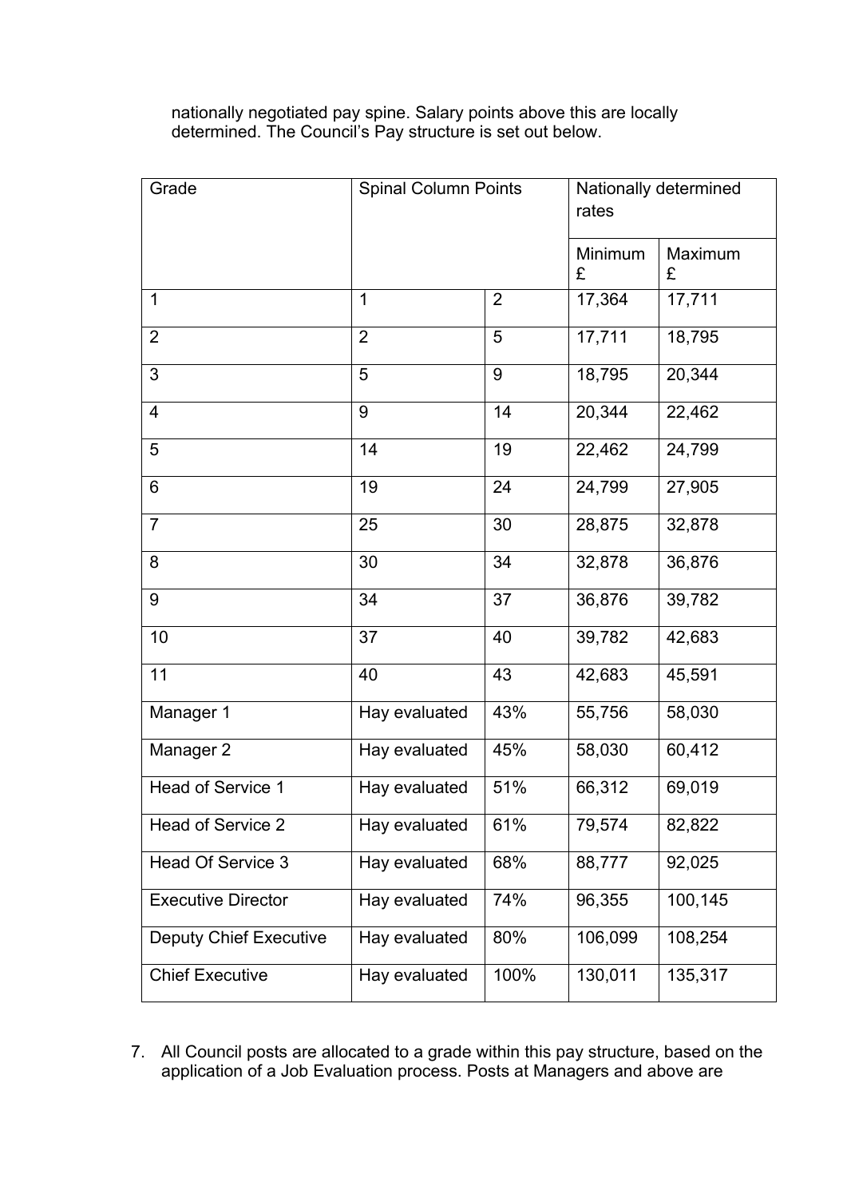nationally negotiated pay spine. Salary points above this are locally determined. The Council's Pay structure is set out below.

| Grade | Spinal Column Points | | Nationally determined rates | |
|---|---|---|---|---|
| | | | Minimum £ | Maximum £ |
| 1 | 1 | 2 | 17,364 | 17,711 |
| 2 | 2 | 5 | 17,711 | 18,795 |
| 3 | 5 | 9 | 18,795 | 20,344 |
| 4 | 9 | 14 | 20,344 | 22,462 |
| 5 | 14 | 19 | 22,462 | 24,799 |
| 6 | 19 | 24 | 24,799 | 27,905 |
| 7 | 25 | 30 | 28,875 | 32,878 |
| 8 | 30 | 34 | 32,878 | 36,876 |
| 9 | 34 | 37 | 36,876 | 39,782 |
| 10 | 37 | 40 | 39,782 | 42,683 |
| 11 | 40 | 43 | 42,683 | 45,591 |
| Manager 1 | Hay evaluated | 43% | 55,756 | 58,030 |
| Manager 2 | Hay evaluated | 45% | 58,030 | 60,412 |
| Head of Service 1 | Hay evaluated | 51% | 66,312 | 69,019 |
| Head of Service 2 | Hay evaluated | 61% | 79,574 | 82,822 |
| Head Of Service 3 | Hay evaluated | 68% | 88,777 | 92,025 |
| Executive Director | Hay evaluated | 74% | 96,355 | 100,145 |
| Deputy Chief Executive | Hay evaluated | 80% | 106,099 | 108,254 |
| Chief Executive | Hay evaluated | 100% | 130,011 | 135,317 |

7. All Council posts are allocated to a grade within this pay structure, based on the application of a Job Evaluation process. Posts at Managers and above are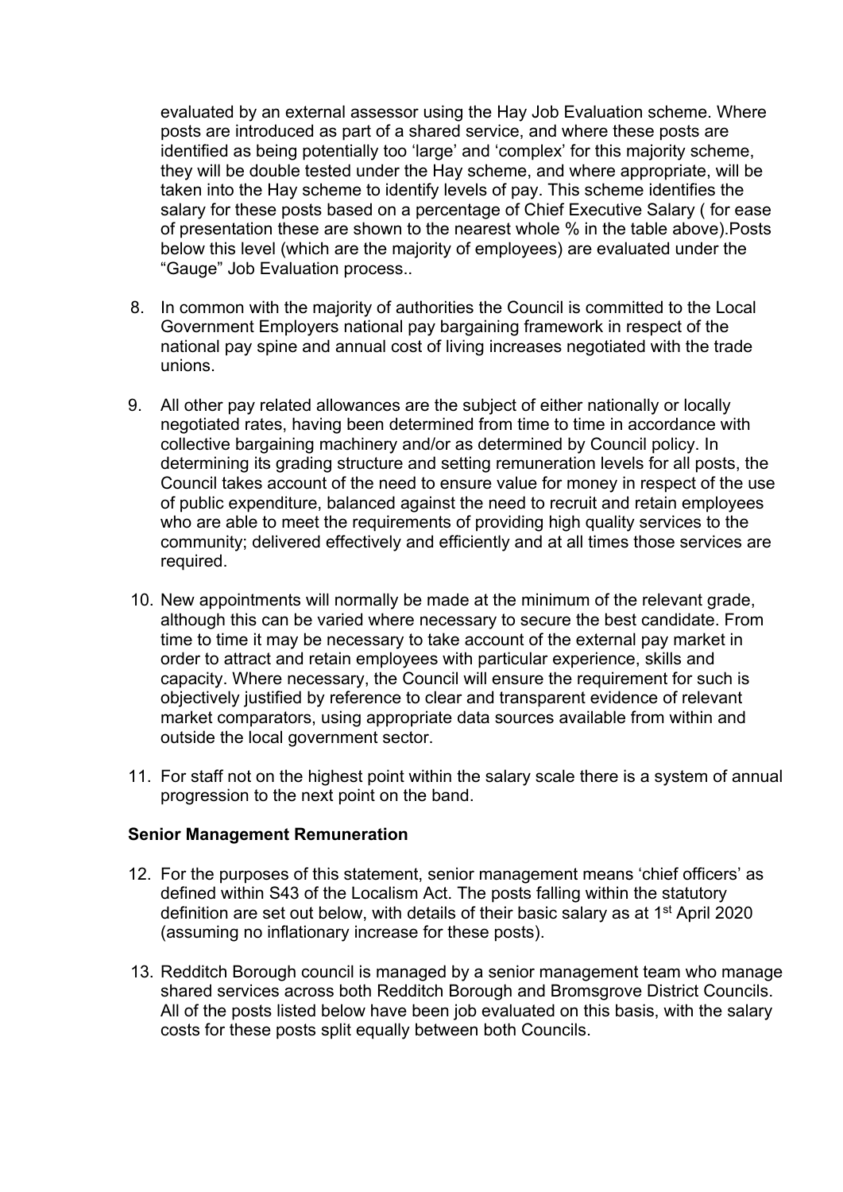evaluated by an external assessor using the Hay Job Evaluation scheme. Where posts are introduced as part of a shared service, and where these posts are identified as being potentially too 'large' and 'complex' for this majority scheme, they will be double tested under the Hay scheme, and where appropriate, will be taken into the Hay scheme to identify levels of pay. This scheme identifies the salary for these posts based on a percentage of Chief Executive Salary ( for ease of presentation these are shown to the nearest whole % in the table above).Posts below this level (which are the majority of employees) are evaluated under the "Gauge" Job Evaluation process..

8. In common with the majority of authorities the Council is committed to the Local Government Employers national pay bargaining framework in respect of the national pay spine and annual cost of living increases negotiated with the trade unions.

9. All other pay related allowances are the subject of either nationally or locally negotiated rates, having been determined from time to time in accordance with collective bargaining machinery and/or as determined by Council policy. In determining its grading structure and setting remuneration levels for all posts, the Council takes account of the need to ensure value for money in respect of the use of public expenditure, balanced against the need to recruit and retain employees who are able to meet the requirements of providing high quality services to the community; delivered effectively and efficiently and at all times those services are required.

10. New appointments will normally be made at the minimum of the relevant grade, although this can be varied where necessary to secure the best candidate. From time to time it may be necessary to take account of the external pay market in order to attract and retain employees with particular experience, skills and capacity. Where necessary, the Council will ensure the requirement for such is objectively justified by reference to clear and transparent evidence of relevant market comparators, using appropriate data sources available from within and outside the local government sector.

11. For staff not on the highest point within the salary scale there is a system of annual progression to the next point on the band.

**Senior Management Remuneration**

12. For the purposes of this statement, senior management means 'chief officers' as defined within S43 of the Localism Act. The posts falling within the statutory definition are set out below, with details of their basic salary as at 1st April 2020 (assuming no inflationary increase for these posts).

13. Redditch Borough council is managed by a senior management team who manage shared services across both Redditch Borough and Bromsgrove District Councils. All of the posts listed below have been job evaluated on this basis, with the salary costs for these posts split equally between both Councils.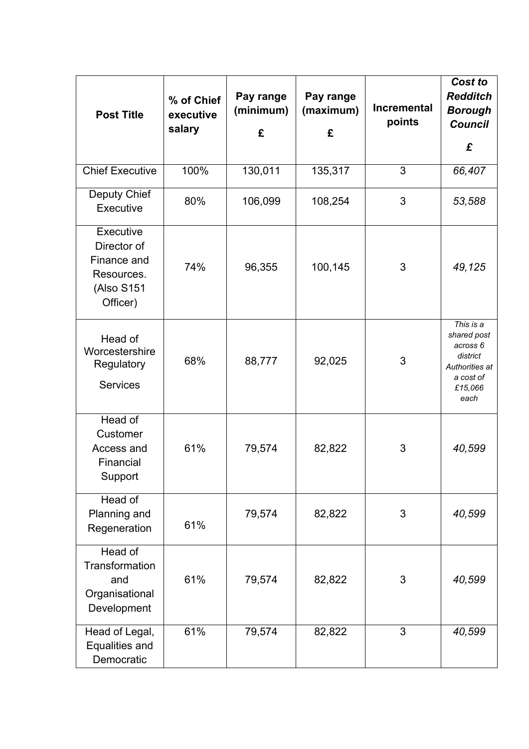| Post Title | % of Chief executive salary | Pay range (minimum) £ | Pay range (maximum) £ | Incremental points | ***Cost to Redditch Borough Council £*** |
|---|---|---|---|---|---|
| Chief Executive | 100% | 130,011 | 135,317 | 3 | *66,407* |
| Deputy Chief Executive | 80% | 106,099 | 108,254 | 3 | *53,588* |
| Executive Director of Finance and Resources. (Also S151 Officer) | 74% | 96,355 | 100,145 | 3 | *49,125* |
| Head of Worcestershire Regulatory Services | 68% | 88,777 | 92,025 | 3 | *This is a shared post across 6 district Authorities at a cost of £15,066 each* |
| Head of Customer Access and Financial Support | 61% | 79,574 | 82,822 | 3 | *40,599* |
| Head of Planning and Regeneration | 61% | 79,574 | 82,822 | 3 | *40,599* |
| Head of Transformation and Organisational Development | 61% | 79,574 | 82,822 | 3 | *40,599* |
| Head of Legal, Equalities and Democratic | 61% | 79,574 | 82,822 | 3 | *40,599* |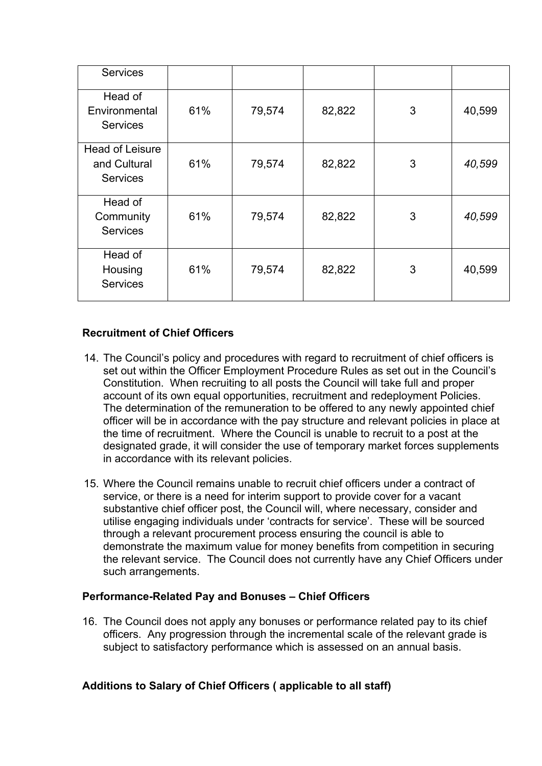| Services | | | | | |
|---|---|---|---|---|---|
| Head of Environmental Services | 61% | 79,574 | 82,822 | 3 | 40,599 |
| Head of Leisure and Cultural Services | 61% | 79,574 | 82,822 | 3 | *40,599* |
| Head of Community Services | 61% | 79,574 | 82,822 | 3 | *40,599* |
| Head of Housing Services | 61% | 79,574 | 82,822 | 3 | 40,599 |

**Recruitment of Chief Officers**

14. The Council's policy and procedures with regard to recruitment of chief officers is set out within the Officer Employment Procedure Rules as set out in the Council's Constitution. When recruiting to all posts the Council will take full and proper account of its own equal opportunities, recruitment and redeployment Policies. The determination of the remuneration to be offered to any newly appointed chief officer will be in accordance with the pay structure and relevant policies in place at the time of recruitment. Where the Council is unable to recruit to a post at the designated grade, it will consider the use of temporary market forces supplements in accordance with its relevant policies.

15. Where the Council remains unable to recruit chief officers under a contract of service, or there is a need for interim support to provide cover for a vacant substantive chief officer post, the Council will, where necessary, consider and utilise engaging individuals under 'contracts for service'. These will be sourced through a relevant procurement process ensuring the council is able to demonstrate the maximum value for money benefits from competition in securing the relevant service. The Council does not currently have any Chief Officers under such arrangements.

**Performance-Related Pay and Bonuses – Chief Officers**

16. The Council does not apply any bonuses or performance related pay to its chief officers. Any progression through the incremental scale of the relevant grade is subject to satisfactory performance which is assessed on an annual basis.

**Additions to Salary of Chief Officers ( applicable to all staff)**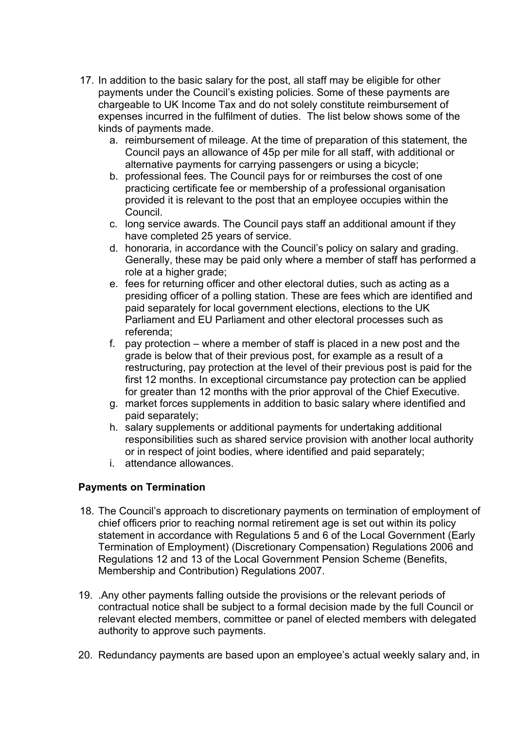17. In addition to the basic salary for the post, all staff may be eligible for other payments under the Council's existing policies. Some of these payments are chargeable to UK Income Tax and do not solely constitute reimbursement of expenses incurred in the fulfilment of duties. The list below shows some of the kinds of payments made.
    a. reimbursement of mileage. At the time of preparation of this statement, the Council pays an allowance of 45p per mile for all staff, with additional or alternative payments for carrying passengers or using a bicycle;
    b. professional fees. The Council pays for or reimburses the cost of one practicing certificate fee or membership of a professional organisation provided it is relevant to the post that an employee occupies within the Council.
    c. long service awards. The Council pays staff an additional amount if they have completed 25 years of service.
    d. honoraria, in accordance with the Council's policy on salary and grading. Generally, these may be paid only where a member of staff has performed a role at a higher grade;
    e. fees for returning officer and other electoral duties, such as acting as a presiding officer of a polling station. These are fees which are identified and paid separately for local government elections, elections to the UK Parliament and EU Parliament and other electoral processes such as referenda;
    f. pay protection – where a member of staff is placed in a new post and the grade is below that of their previous post, for example as a result of a restructuring, pay protection at the level of their previous post is paid for the first 12 months. In exceptional circumstance pay protection can be applied for greater than 12 months with the prior approval of the Chief Executive.
    g. market forces supplements in addition to basic salary where identified and paid separately;
    h. salary supplements or additional payments for undertaking additional responsibilities such as shared service provision with another local authority or in respect of joint bodies, where identified and paid separately;
    i. attendance allowances.

**Payments on Termination**

18. The Council's approach to discretionary payments on termination of employment of chief officers prior to reaching normal retirement age is set out within its policy statement in accordance with Regulations 5 and 6 of the Local Government (Early Termination of Employment) (Discretionary Compensation) Regulations 2006 and Regulations 12 and 13 of the Local Government Pension Scheme (Benefits, Membership and Contribution) Regulations 2007.

19. .Any other payments falling outside the provisions or the relevant periods of contractual notice shall be subject to a formal decision made by the full Council or relevant elected members, committee or panel of elected members with delegated authority to approve such payments.

20. Redundancy payments are based upon an employee's actual weekly salary and, in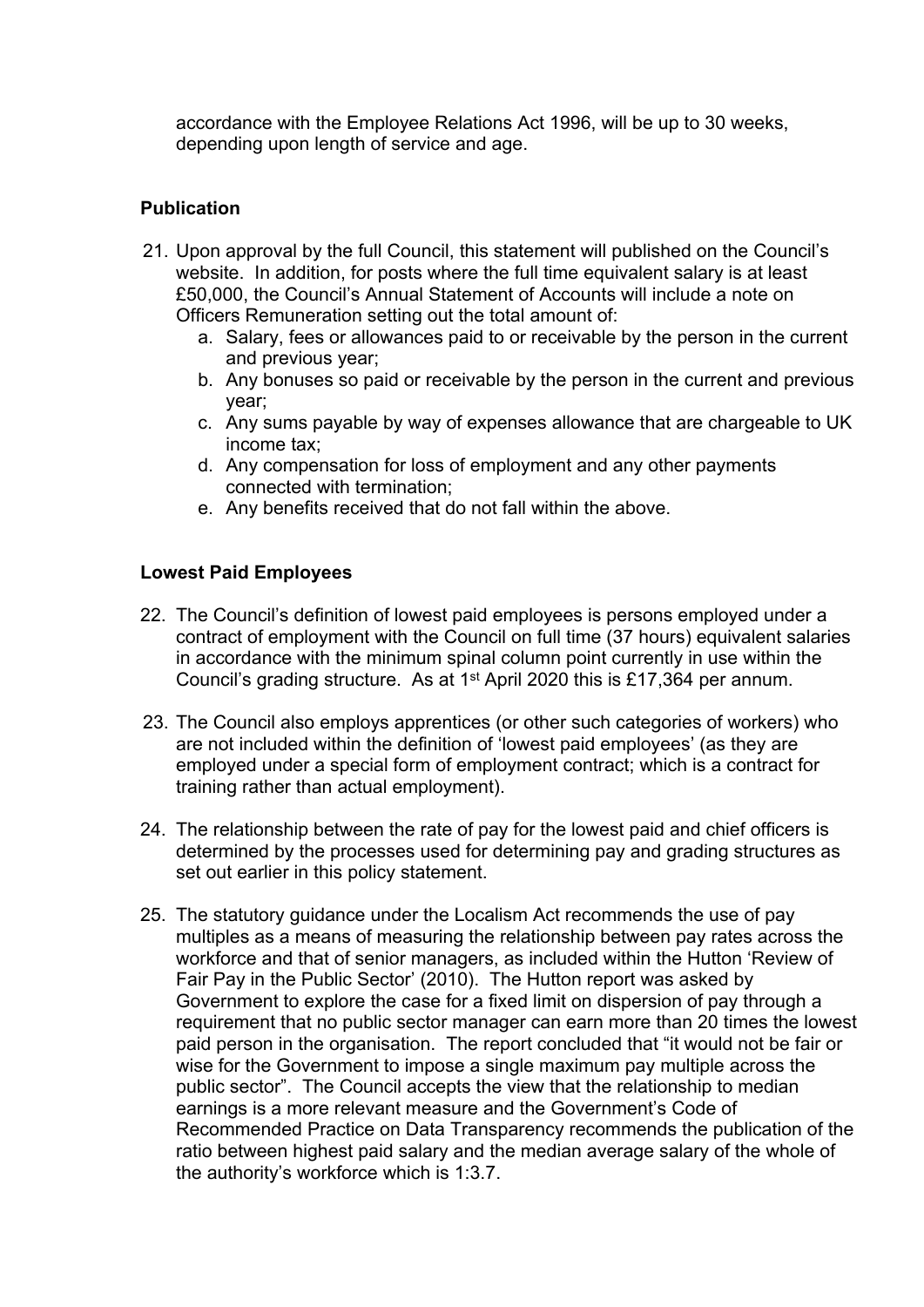accordance with the Employee Relations Act 1996, will be up to 30 weeks, depending upon length of service and age.

**Publication**

21. Upon approval by the full Council, this statement will published on the Council's website. In addition, for posts where the full time equivalent salary is at least £50,000, the Council's Annual Statement of Accounts will include a note on Officers Remuneration setting out the total amount of:
    a. Salary, fees or allowances paid to or receivable by the person in the current and previous year;
    b. Any bonuses so paid or receivable by the person in the current and previous year;
    c. Any sums payable by way of expenses allowance that are chargeable to UK income tax;
    d. Any compensation for loss of employment and any other payments connected with termination;
    e. Any benefits received that do not fall within the above.

**Lowest Paid Employees**

22. The Council's definition of lowest paid employees is persons employed under a contract of employment with the Council on full time (37 hours) equivalent salaries in accordance with the minimum spinal column point currently in use within the Council's grading structure. As at 1st April 2020 this is £17,364 per annum.

23. The Council also employs apprentices (or other such categories of workers) who are not included within the definition of 'lowest paid employees' (as they are employed under a special form of employment contract; which is a contract for training rather than actual employment).

24. The relationship between the rate of pay for the lowest paid and chief officers is determined by the processes used for determining pay and grading structures as set out earlier in this policy statement.

25. The statutory guidance under the Localism Act recommends the use of pay multiples as a means of measuring the relationship between pay rates across the workforce and that of senior managers, as included within the Hutton 'Review of Fair Pay in the Public Sector' (2010). The Hutton report was asked by Government to explore the case for a fixed limit on dispersion of pay through a requirement that no public sector manager can earn more than 20 times the lowest paid person in the organisation. The report concluded that "it would not be fair or wise for the Government to impose a single maximum pay multiple across the public sector". The Council accepts the view that the relationship to median earnings is a more relevant measure and the Government's Code of Recommended Practice on Data Transparency recommends the publication of the ratio between highest paid salary and the median average salary of the whole of the authority's workforce which is 1:3.7.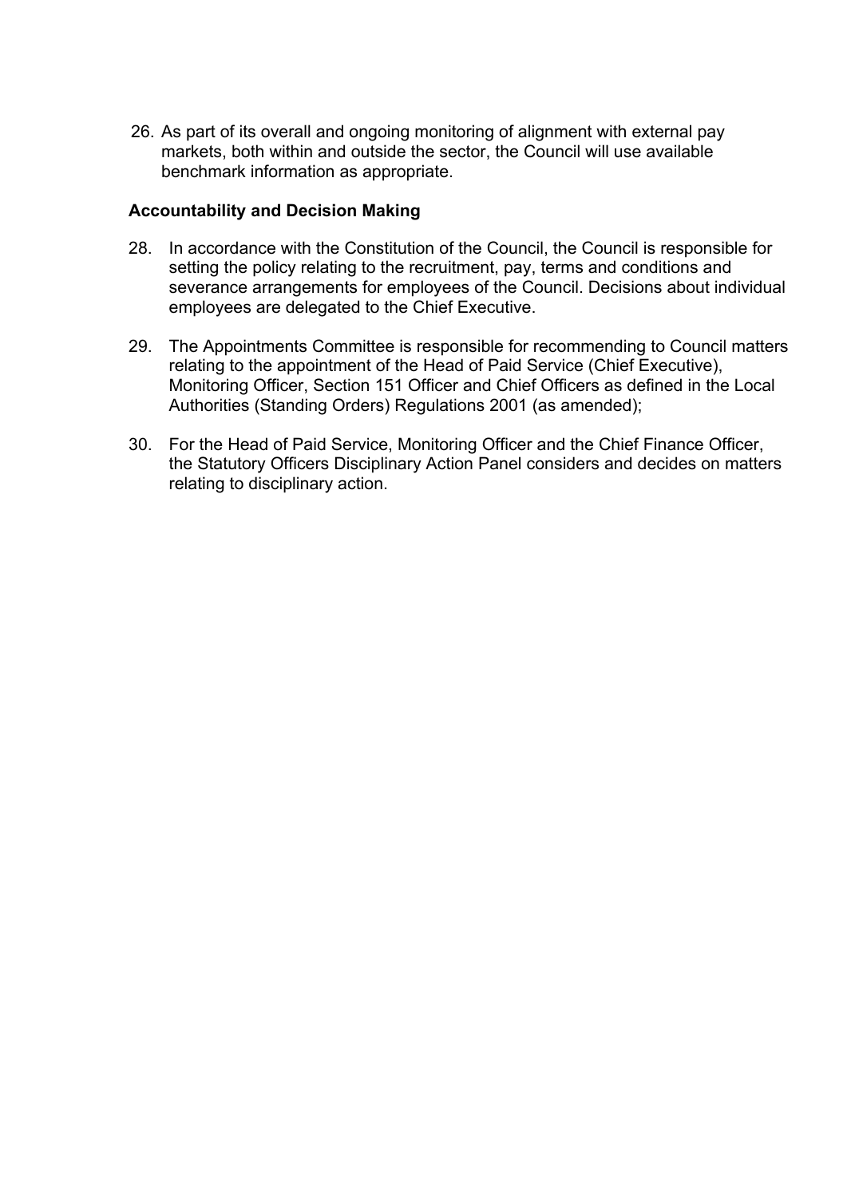26. As part of its overall and ongoing monitoring of alignment with external pay markets, both within and outside the sector, the Council will use available benchmark information as appropriate.

**Accountability and Decision Making**

28. In accordance with the Constitution of the Council, the Council is responsible for setting the policy relating to the recruitment, pay, terms and conditions and severance arrangements for employees of the Council. Decisions about individual employees are delegated to the Chief Executive.

29. The Appointments Committee is responsible for recommending to Council matters relating to the appointment of the Head of Paid Service (Chief Executive), Monitoring Officer, Section 151 Officer and Chief Officers as defined in the Local Authorities (Standing Orders) Regulations 2001 (as amended);

30. For the Head of Paid Service, Monitoring Officer and the Chief Finance Officer, the Statutory Officers Disciplinary Action Panel considers and decides on matters relating to disciplinary action.